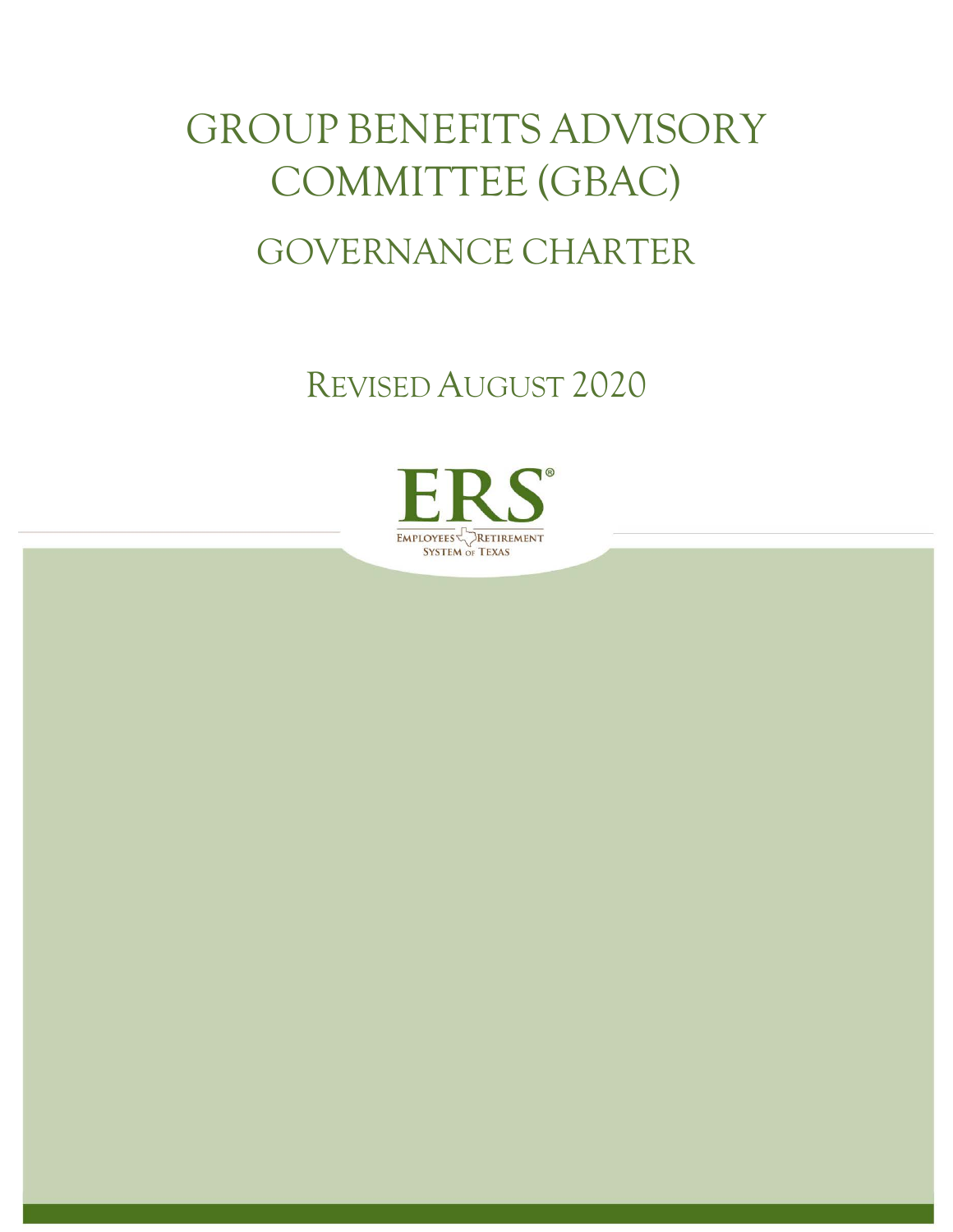# GROUP BENEFITS ADVISORY COMMITTEE (GBAC)

## GOVERNANCE CHARTER

REVISED AUGUST 2020

ERS®

EMPLOYEES RETIREMENT SYSTEM OF TEXAS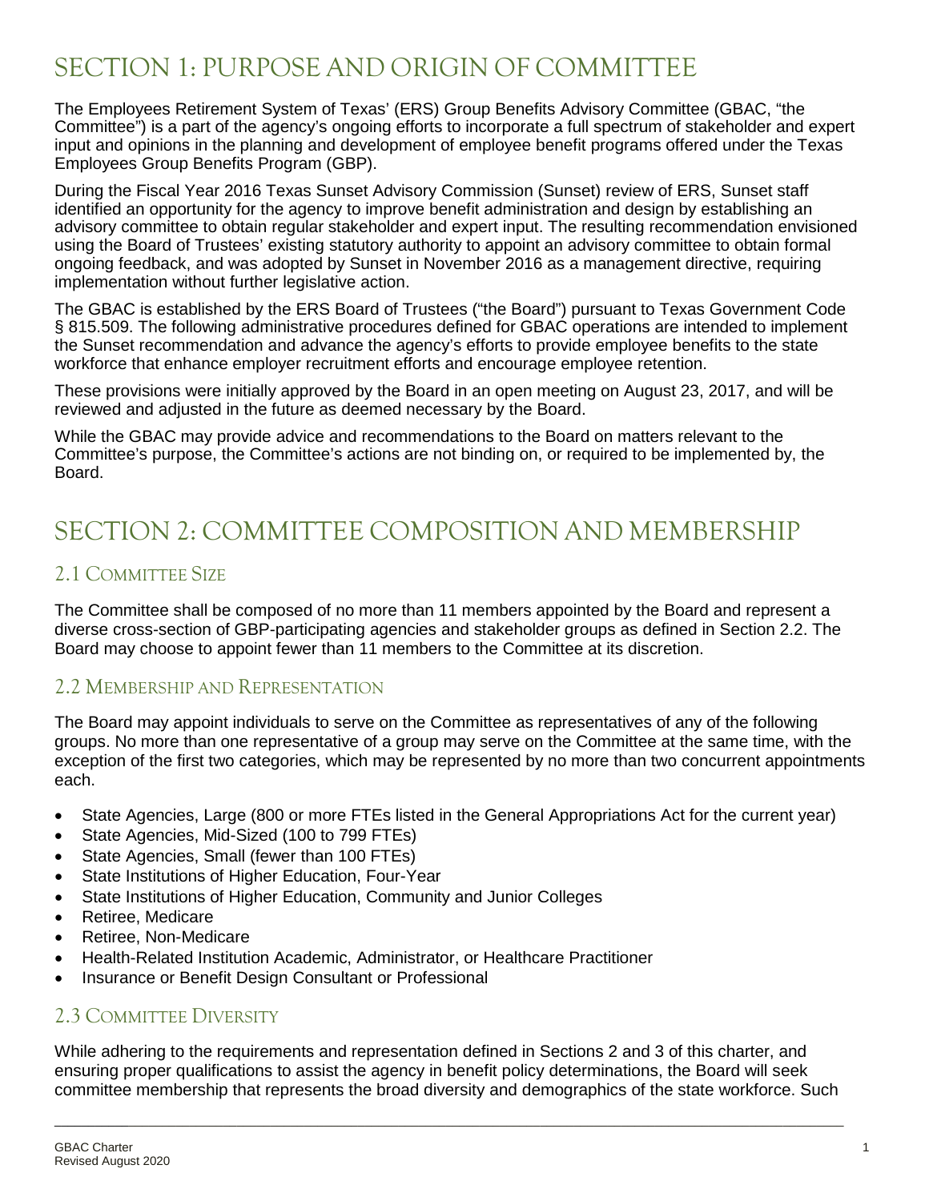# SECTION 1: PURPOSE AND ORIGIN OF COMMITTEE

The Employees Retirement System of Texas' (ERS) Group Benefits Advisory Committee (GBAC, "the Committee") is a part of the agency's ongoing efforts to incorporate a full spectrum of stakeholder and expert input and opinions in the planning and development of employee benefit programs offered under the Texas Employees Group Benefits Program (GBP).

During the Fiscal Year 2016 Texas Sunset Advisory Commission (Sunset) review of ERS, Sunset staff identified an opportunity for the agency to improve benefit administration and design by establishing an advisory committee to obtain regular stakeholder and expert input. The resulting recommendation envisioned using the Board of Trustees' existing statutory authority to appoint an advisory committee to obtain formal ongoing feedback, and was adopted by Sunset in November 2016 as a management directive, requiring implementation without further legislative action.

The GBAC is established by the ERS Board of Trustees ("the Board") pursuant to Texas Government Code § 815.509. The following administrative procedures defined for GBAC operations are intended to implement the Sunset recommendation and advance the agency's efforts to provide employee benefits to the state workforce that enhance employer recruitment efforts and encourage employee retention.

These provisions were initially approved by the Board in an open meeting on August 23, 2017, and will be reviewed and adjusted in the future as deemed necessary by the Board.

While the GBAC may provide advice and recommendations to the Board on matters relevant to the Committee's purpose, the Committee's actions are not binding on, or required to be implemented by, the Board.

# SECTION 2: COMMITTEE COMPOSITION AND MEMBERSHIP

## 2.1 Committee Size

The Committee shall be composed of no more than 11 members appointed by the Board and represent a diverse cross-section of GBP-participating agencies and stakeholder groups as defined in Section 2.2. The Board may choose to appoint fewer than 11 members to the Committee at its discretion.

## 2.2 Membership and Representation

The Board may appoint individuals to serve on the Committee as representatives of any of the following groups. No more than one representative of a group may serve on the Committee at the same time, with the exception of the first two categories, which may be represented by no more than two concurrent appointments each.

- State Agencies, Large (800 or more FTEs listed in the General Appropriations Act for the current year)
- State Agencies, Mid-Sized (100 to 799 FTEs)
- State Agencies, Small (fewer than 100 FTEs)
- State Institutions of Higher Education, Four-Year
- State Institutions of Higher Education, Community and Junior Colleges
- Retiree, Medicare
- Retiree, Non-Medicare
- Health-Related Institution Academic, Administrator, or Healthcare Practitioner
- Insurance or Benefit Design Consultant or Professional

## 2.3 Committee Diversity

While adhering to the requirements and representation defined in Sections 2 and 3 of this charter, and ensuring proper qualifications to assist the agency in benefit policy determinations, the Board will seek committee membership that represents the broad diversity and demographics of the state workforce. Such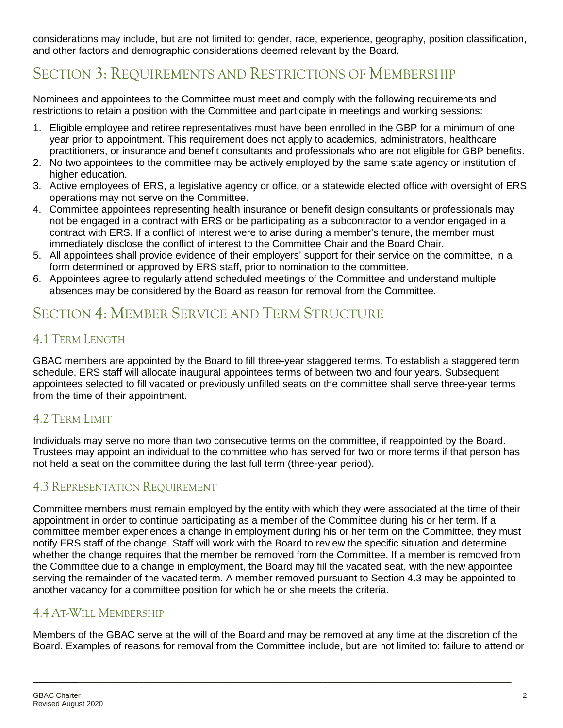considerations may include, but are not limited to: gender, race, experience, geography, position classification, and other factors and demographic considerations deemed relevant by the Board.

## Section 3: Requirements and Restrictions of Membership

Nominees and appointees to the Committee must meet and comply with the following requirements and restrictions to retain a position with the Committee and participate in meetings and working sessions:

1. Eligible employee and retiree representatives must have been enrolled in the GBP for a minimum of one year prior to appointment. This requirement does not apply to academics, administrators, healthcare practitioners, or insurance and benefit consultants and professionals who are not eligible for GBP benefits.
2. No two appointees to the committee may be actively employed by the same state agency or institution of higher education.
3. Active employees of ERS, a legislative agency or office, or a statewide elected office with oversight of ERS operations may not serve on the Committee.
4. Committee appointees representing health insurance or benefit design consultants or professionals may not be engaged in a contract with ERS or be participating as a subcontractor to a vendor engaged in a contract with ERS. If a conflict of interest were to arise during a member's tenure, the member must immediately disclose the conflict of interest to the Committee Chair and the Board Chair.
5. All appointees shall provide evidence of their employers' support for their service on the committee, in a form determined or approved by ERS staff, prior to nomination to the committee.
6. Appointees agree to regularly attend scheduled meetings of the Committee and understand multiple absences may be considered by the Board as reason for removal from the Committee.

## Section 4: Member Service and Term Structure

### 4.1 Term Length

GBAC members are appointed by the Board to fill three-year staggered terms. To establish a staggered term schedule, ERS staff will allocate inaugural appointees terms of between two and four years. Subsequent appointees selected to fill vacated or previously unfilled seats on the committee shall serve three-year terms from the time of their appointment.

### 4.2 Term Limit

Individuals may serve no more than two consecutive terms on the committee, if reappointed by the Board. Trustees may appoint an individual to the committee who has served for two or more terms if that person has not held a seat on the committee during the last full term (three-year period).

### 4.3 Representation Requirement

Committee members must remain employed by the entity with which they were associated at the time of their appointment in order to continue participating as a member of the Committee during his or her term. If a committee member experiences a change in employment during his or her term on the Committee, they must notify ERS staff of the change. Staff will work with the Board to review the specific situation and determine whether the change requires that the member be removed from the Committee. If a member is removed from the Committee due to a change in employment, the Board may fill the vacated seat, with the new appointee serving the remainder of the vacated term. A member removed pursuant to Section 4.3 may be appointed to another vacancy for a committee position for which he or she meets the criteria.

### 4.4 At-Will Membership

Members of the GBAC serve at the will of the Board and may be removed at any time at the discretion of the Board. Examples of reasons for removal from the Committee include, but are not limited to: failure to attend or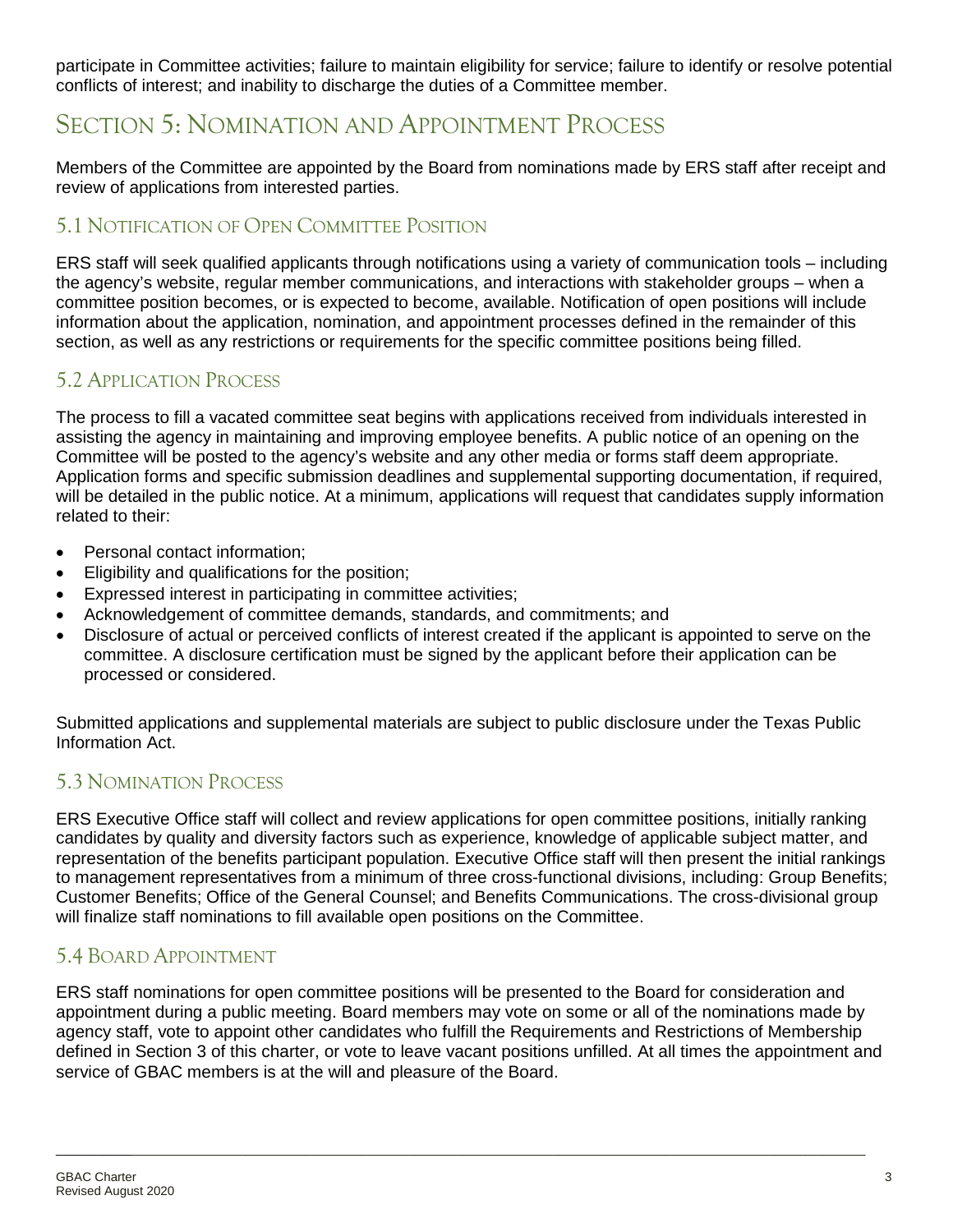participate in Committee activities; failure to maintain eligibility for service; failure to identify or resolve potential conflicts of interest; and inability to discharge the duties of a Committee member.

# Section 5: Nomination and Appointment Process

Members of the Committee are appointed by the Board from nominations made by ERS staff after receipt and review of applications from interested parties.

## 5.1 Notification of Open Committee Position

ERS staff will seek qualified applicants through notifications using a variety of communication tools – including the agency's website, regular member communications, and interactions with stakeholder groups – when a committee position becomes, or is expected to become, available. Notification of open positions will include information about the application, nomination, and appointment processes defined in the remainder of this section, as well as any restrictions or requirements for the specific committee positions being filled.

## 5.2 Application Process

The process to fill a vacated committee seat begins with applications received from individuals interested in assisting the agency in maintaining and improving employee benefits. A public notice of an opening on the Committee will be posted to the agency's website and any other media or forms staff deem appropriate. Application forms and specific submission deadlines and supplemental supporting documentation, if required, will be detailed in the public notice. At a minimum, applications will request that candidates supply information related to their:

- Personal contact information;
- Eligibility and qualifications for the position;
- Expressed interest in participating in committee activities;
- Acknowledgement of committee demands, standards, and commitments; and
- Disclosure of actual or perceived conflicts of interest created if the applicant is appointed to serve on the committee. A disclosure certification must be signed by the applicant before their application can be processed or considered.

Submitted applications and supplemental materials are subject to public disclosure under the Texas Public Information Act.

## 5.3 Nomination Process

ERS Executive Office staff will collect and review applications for open committee positions, initially ranking candidates by quality and diversity factors such as experience, knowledge of applicable subject matter, and representation of the benefits participant population. Executive Office staff will then present the initial rankings to management representatives from a minimum of three cross-functional divisions, including: Group Benefits; Customer Benefits; Office of the General Counsel; and Benefits Communications. The cross-divisional group will finalize staff nominations to fill available open positions on the Committee.

## 5.4 Board Appointment

ERS staff nominations for open committee positions will be presented to the Board for consideration and appointment during a public meeting. Board members may vote on some or all of the nominations made by agency staff, vote to appoint other candidates who fulfill the Requirements and Restrictions of Membership defined in Section 3 of this charter, or vote to leave vacant positions unfilled. At all times the appointment and service of GBAC members is at the will and pleasure of the Board.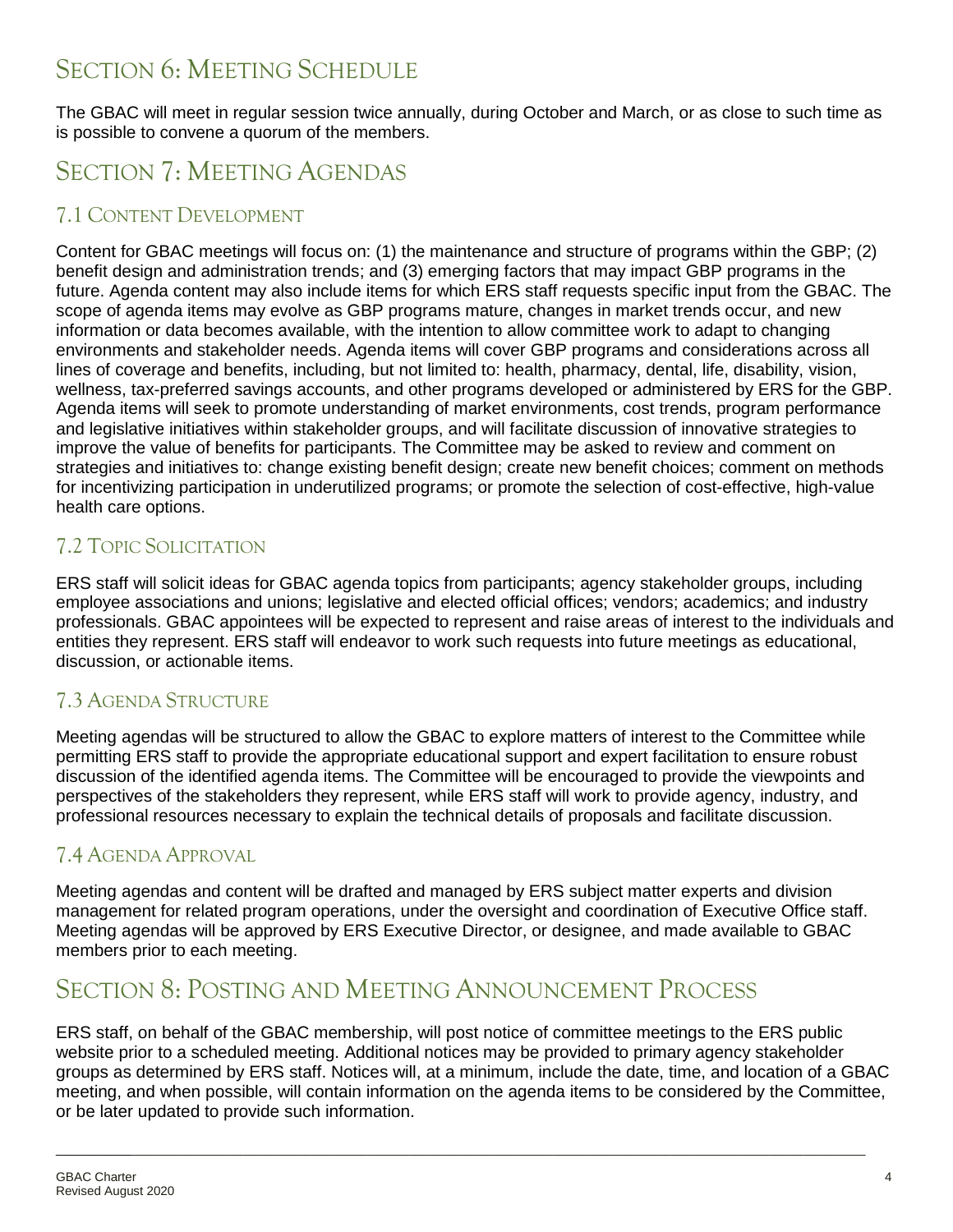## Section 6: Meeting Schedule

The GBAC will meet in regular session twice annually, during October and March, or as close to such time as is possible to convene a quorum of the members.

## Section 7: Meeting Agendas

### 7.1 Content Development

Content for GBAC meetings will focus on: (1) the maintenance and structure of programs within the GBP; (2) benefit design and administration trends; and (3) emerging factors that may impact GBP programs in the future. Agenda content may also include items for which ERS staff requests specific input from the GBAC. The scope of agenda items may evolve as GBP programs mature, changes in market trends occur, and new information or data becomes available, with the intention to allow committee work to adapt to changing environments and stakeholder needs. Agenda items will cover GBP programs and considerations across all lines of coverage and benefits, including, but not limited to: health, pharmacy, dental, life, disability, vision, wellness, tax-preferred savings accounts, and other programs developed or administered by ERS for the GBP. Agenda items will seek to promote understanding of market environments, cost trends, program performance and legislative initiatives within stakeholder groups, and will facilitate discussion of innovative strategies to improve the value of benefits for participants. The Committee may be asked to review and comment on strategies and initiatives to: change existing benefit design; create new benefit choices; comment on methods for incentivizing participation in underutilized programs; or promote the selection of cost-effective, high-value health care options.

### 7.2 Topic Solicitation

ERS staff will solicit ideas for GBAC agenda topics from participants; agency stakeholder groups, including employee associations and unions; legislative and elected official offices; vendors; academics; and industry professionals. GBAC appointees will be expected to represent and raise areas of interest to the individuals and entities they represent. ERS staff will endeavor to work such requests into future meetings as educational, discussion, or actionable items.

### 7.3 Agenda Structure

Meeting agendas will be structured to allow the GBAC to explore matters of interest to the Committee while permitting ERS staff to provide the appropriate educational support and expert facilitation to ensure robust discussion of the identified agenda items. The Committee will be encouraged to provide the viewpoints and perspectives of the stakeholders they represent, while ERS staff will work to provide agency, industry, and professional resources necessary to explain the technical details of proposals and facilitate discussion.

### 7.4 Agenda Approval

Meeting agendas and content will be drafted and managed by ERS subject matter experts and division management for related program operations, under the oversight and coordination of Executive Office staff. Meeting agendas will be approved by ERS Executive Director, or designee, and made available to GBAC members prior to each meeting.

## Section 8: Posting and Meeting Announcement Process

ERS staff, on behalf of the GBAC membership, will post notice of committee meetings to the ERS public website prior to a scheduled meeting. Additional notices may be provided to primary agency stakeholder groups as determined by ERS staff. Notices will, at a minimum, include the date, time, and location of a GBAC meeting, and when possible, will contain information on the agenda items to be considered by the Committee, or be later updated to provide such information.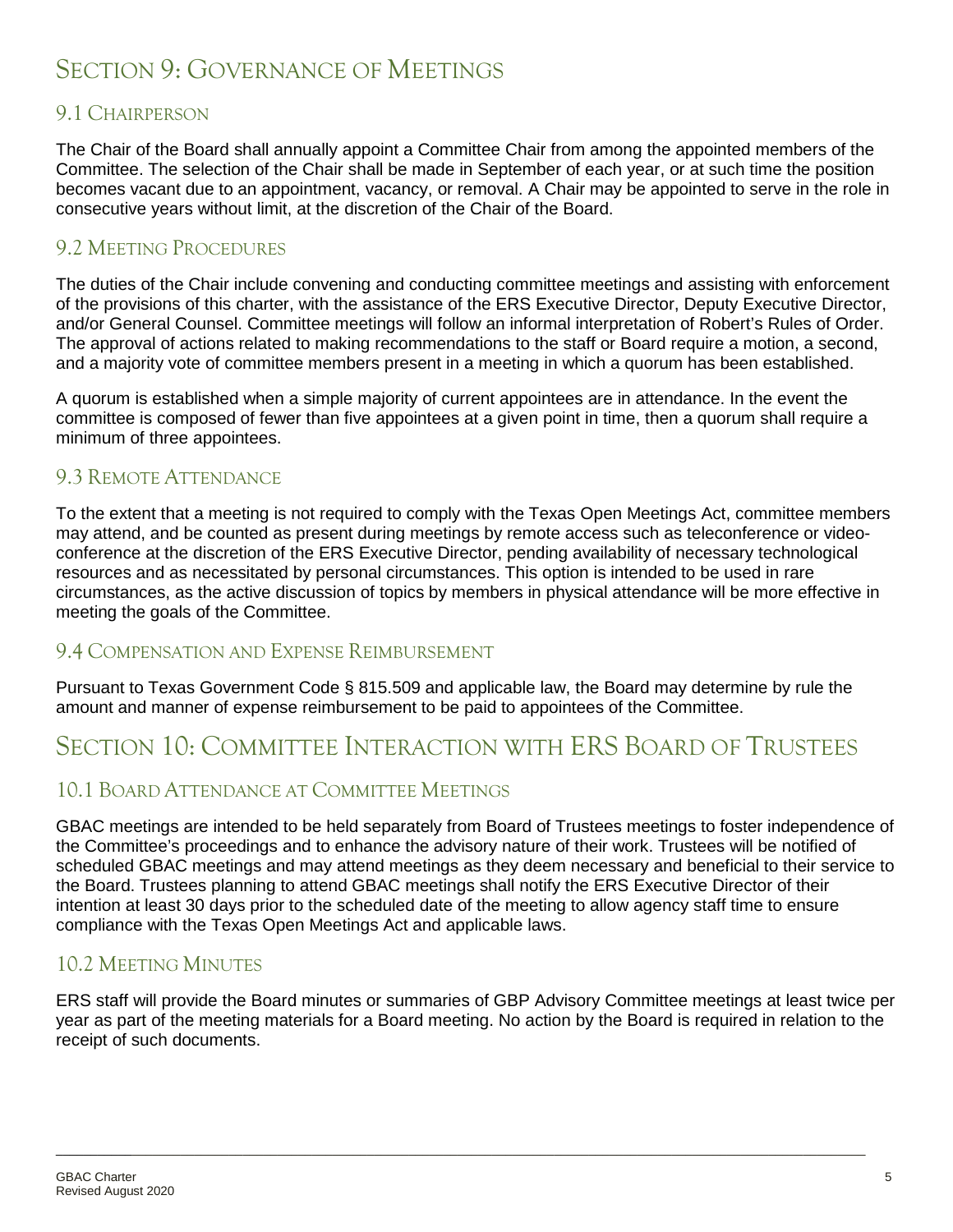# Section 9: Governance of Meetings

## 9.1 Chairperson

The Chair of the Board shall annually appoint a Committee Chair from among the appointed members of the Committee. The selection of the Chair shall be made in September of each year, or at such time the position becomes vacant due to an appointment, vacancy, or removal. A Chair may be appointed to serve in the role in consecutive years without limit, at the discretion of the Chair of the Board.

## 9.2 Meeting Procedures

The duties of the Chair include convening and conducting committee meetings and assisting with enforcement of the provisions of this charter, with the assistance of the ERS Executive Director, Deputy Executive Director, and/or General Counsel. Committee meetings will follow an informal interpretation of Robert's Rules of Order. The approval of actions related to making recommendations to the staff or Board require a motion, a second, and a majority vote of committee members present in a meeting in which a quorum has been established.

A quorum is established when a simple majority of current appointees are in attendance. In the event the committee is composed of fewer than five appointees at a given point in time, then a quorum shall require a minimum of three appointees.

## 9.3 Remote Attendance

To the extent that a meeting is not required to comply with the Texas Open Meetings Act, committee members may attend, and be counted as present during meetings by remote access such as teleconference or video-conference at the discretion of the ERS Executive Director, pending availability of necessary technological resources and as necessitated by personal circumstances. This option is intended to be used in rare circumstances, as the active discussion of topics by members in physical attendance will be more effective in meeting the goals of the Committee.

## 9.4 Compensation and Expense Reimbursement

Pursuant to Texas Government Code § 815.509 and applicable law, the Board may determine by rule the amount and manner of expense reimbursement to be paid to appointees of the Committee.

# Section 10: Committee Interaction with ERS Board of Trustees

## 10.1 Board Attendance at Committee Meetings

GBAC meetings are intended to be held separately from Board of Trustees meetings to foster independence of the Committee's proceedings and to enhance the advisory nature of their work. Trustees will be notified of scheduled GBAC meetings and may attend meetings as they deem necessary and beneficial to their service to the Board. Trustees planning to attend GBAC meetings shall notify the ERS Executive Director of their intention at least 30 days prior to the scheduled date of the meeting to allow agency staff time to ensure compliance with the Texas Open Meetings Act and applicable laws.

## 10.2 Meeting Minutes

ERS staff will provide the Board minutes or summaries of GBP Advisory Committee meetings at least twice per year as part of the meeting materials for a Board meeting. No action by the Board is required in relation to the receipt of such documents.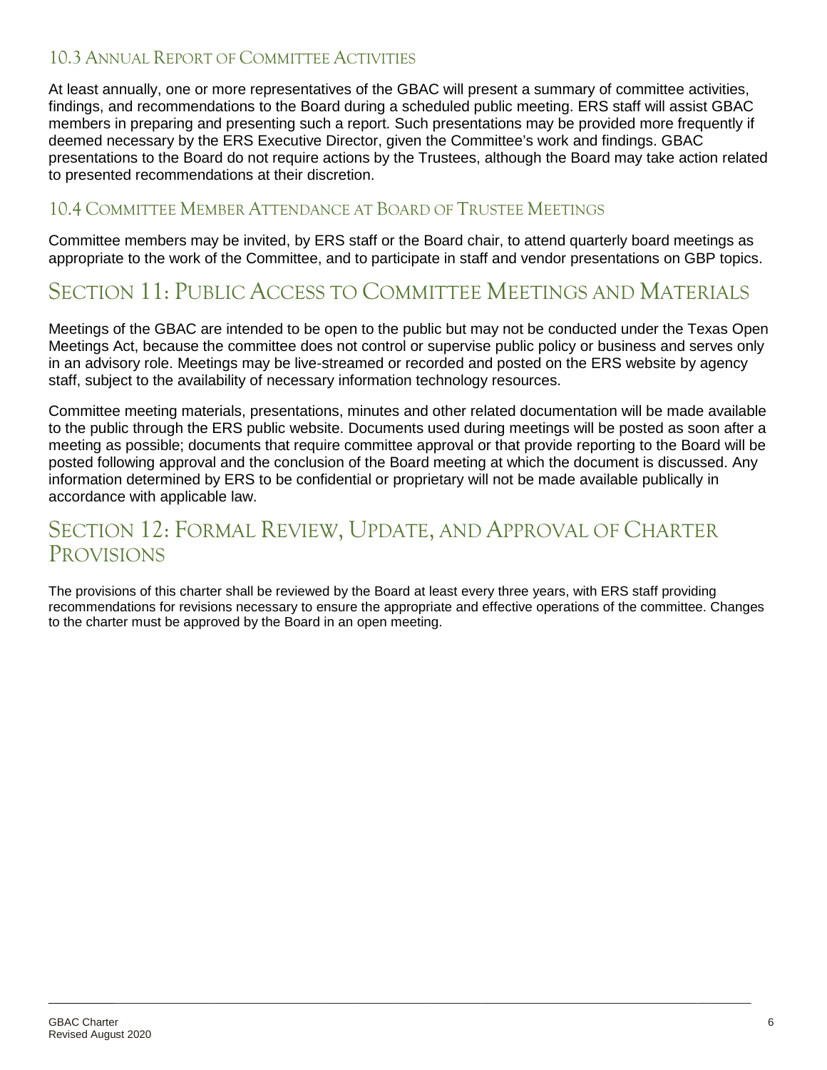### 10.3 Annual Report of Committee Activities

At least annually, one or more representatives of the GBAC will present a summary of committee activities, findings, and recommendations to the Board during a scheduled public meeting. ERS staff will assist GBAC members in preparing and presenting such a report. Such presentations may be provided more frequently if deemed necessary by the ERS Executive Director, given the Committee's work and findings. GBAC presentations to the Board do not require actions by the Trustees, although the Board may take action related to presented recommendations at their discretion.

### 10.4 Committee Member Attendance at Board of Trustee Meetings

Committee members may be invited, by ERS staff or the Board chair, to attend quarterly board meetings as appropriate to the work of the Committee, and to participate in staff and vendor presentations on GBP topics.

## Section 11: Public Access to Committee Meetings and Materials

Meetings of the GBAC are intended to be open to the public but may not be conducted under the Texas Open Meetings Act, because the committee does not control or supervise public policy or business and serves only in an advisory role. Meetings may be live-streamed or recorded and posted on the ERS website by agency staff, subject to the availability of necessary information technology resources.

Committee meeting materials, presentations, minutes and other related documentation will be made available to the public through the ERS public website. Documents used during meetings will be posted as soon after a meeting as possible; documents that require committee approval or that provide reporting to the Board will be posted following approval and the conclusion of the Board meeting at which the document is discussed. Any information determined by ERS to be confidential or proprietary will not be made available publically in accordance with applicable law.

## Section 12: Formal Review, Update, and Approval of Charter Provisions

The provisions of this charter shall be reviewed by the Board at least every three years, with ERS staff providing recommendations for revisions necessary to ensure the appropriate and effective operations of the committee. Changes to the charter must be approved by the Board in an open meeting.